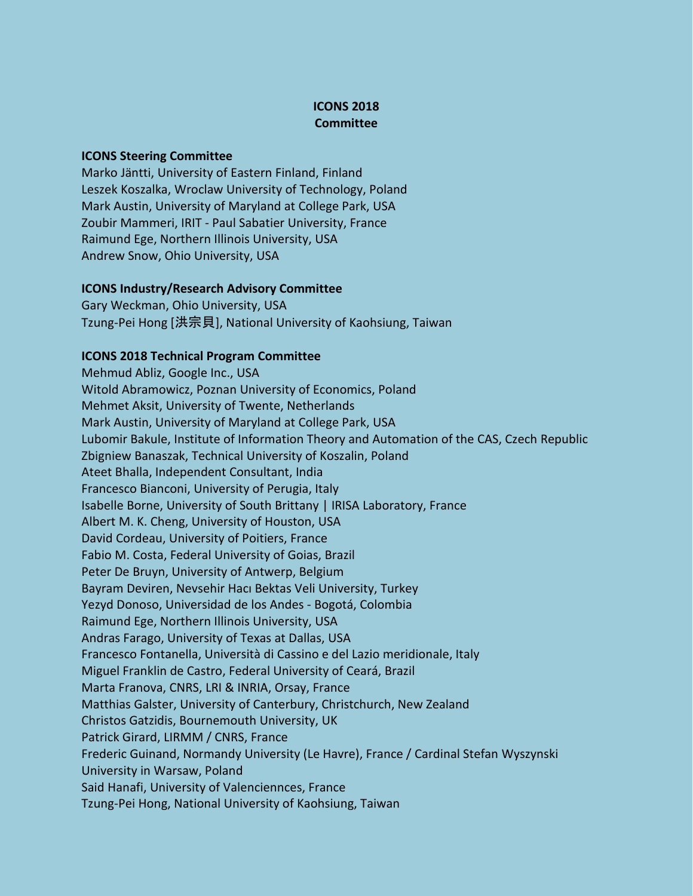# ICONS 2018
# Committee

### ICONS Steering Committee

Marko Jäntti, University of Eastern Finland, Finland
Leszek Koszalka, Wroclaw University of Technology, Poland
Mark Austin, University of Maryland at College Park, USA
Zoubir Mammeri, IRIT - Paul Sabatier University, France
Raimund Ege, Northern Illinois University, USA
Andrew Snow, Ohio University, USA

### ICONS Industry/Research Advisory Committee

Gary Weckman, Ohio University, USA
Tzung-Pei Hong [洪宗貝], National University of Kaohsiung, Taiwan

### ICONS 2018 Technical Program Committee

Mehmud Abliz, Google Inc., USA
Witold Abramowicz, Poznan University of Economics, Poland
Mehmet Aksit, University of Twente, Netherlands
Mark Austin, University of Maryland at College Park, USA
Lubomir Bakule, Institute of Information Theory and Automation of the CAS, Czech Republic
Zbigniew Banaszak, Technical University of Koszalin, Poland
Ateet Bhalla, Independent Consultant, India
Francesco Bianconi, University of Perugia, Italy
Isabelle Borne, University of South Brittany | IRISA Laboratory, France
Albert M. K. Cheng, University of Houston, USA
David Cordeau, University of Poitiers, France
Fabio M. Costa, Federal University of Goias, Brazil
Peter De Bruyn, University of Antwerp, Belgium
Bayram Deviren, Nevsehir Hacı Bektas Veli University, Turkey
Yezyd Donoso, Universidad de los Andes - Bogotá, Colombia
Raimund Ege, Northern Illinois University, USA
Andras Farago, University of Texas at Dallas, USA
Francesco Fontanella, Università di Cassino e del Lazio meridionale, Italy
Miguel Franklin de Castro, Federal University of Ceará, Brazil
Marta Franova, CNRS, LRI & INRIA, Orsay, France
Matthias Galster, University of Canterbury, Christchurch, New Zealand
Christos Gatzidis, Bournemouth University, UK
Patrick Girard, LIRMM / CNRS, France
Frederic Guinand, Normandy University (Le Havre), France / Cardinal Stefan Wyszynski University in Warsaw, Poland
Said Hanafi, University of Valenciennces, France
Tzung-Pei Hong, National University of Kaohsiung, Taiwan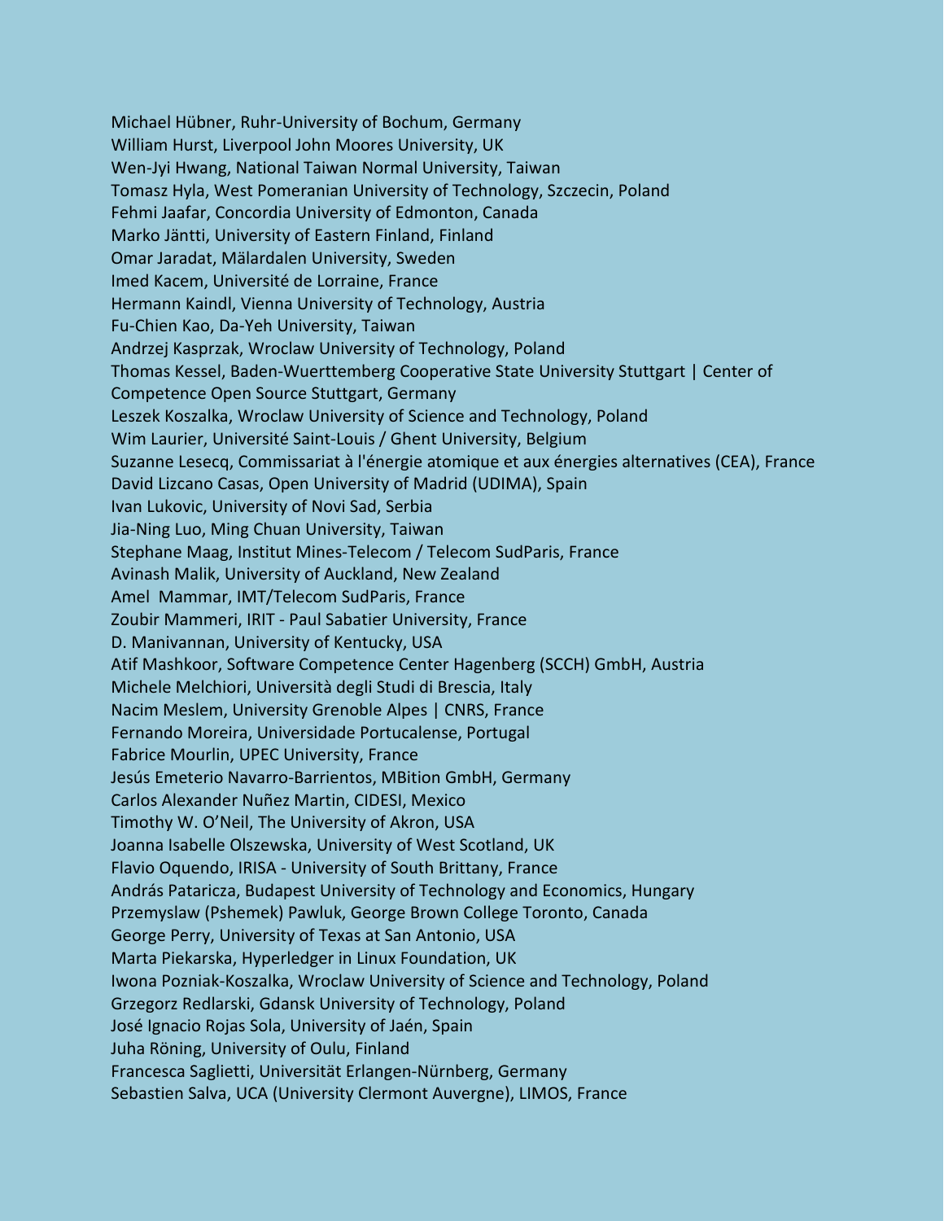Michael Hübner, Ruhr-University of Bochum, Germany
William Hurst, Liverpool John Moores University, UK
Wen-Jyi Hwang, National Taiwan Normal University, Taiwan
Tomasz Hyla, West Pomeranian University of Technology, Szczecin, Poland
Fehmi Jaafar, Concordia University of Edmonton, Canada
Marko Jäntti, University of Eastern Finland, Finland
Omar Jaradat, Mälardalen University, Sweden
Imed Kacem, Université de Lorraine, France
Hermann Kaindl, Vienna University of Technology, Austria
Fu-Chien Kao, Da-Yeh University, Taiwan
Andrzej Kasprzak, Wroclaw University of Technology, Poland
Thomas Kessel, Baden-Wuerttemberg Cooperative State University Stuttgart | Center of Competence Open Source Stuttgart, Germany
Leszek Koszalka, Wroclaw University of Science and Technology, Poland
Wim Laurier, Université Saint-Louis / Ghent University, Belgium
Suzanne Lesecq, Commissariat à l'énergie atomique et aux énergies alternatives (CEA), France
David Lizcano Casas, Open University of Madrid (UDIMA), Spain
Ivan Lukovic, University of Novi Sad, Serbia
Jia-Ning Luo, Ming Chuan University, Taiwan
Stephane Maag, Institut Mines-Telecom / Telecom SudParis, France
Avinash Malik, University of Auckland, New Zealand
Amel Mammar, IMT/Telecom SudParis, France
Zoubir Mammeri, IRIT - Paul Sabatier University, France
D. Manivannan, University of Kentucky, USA
Atif Mashkoor, Software Competence Center Hagenberg (SCCH) GmbH, Austria
Michele Melchiori, Università degli Studi di Brescia, Italy
Nacim Meslem, University Grenoble Alpes | CNRS, France
Fernando Moreira, Universidade Portucalense, Portugal
Fabrice Mourlin, UPEC University, France
Jesús Emeterio Navarro-Barrientos, MBition GmbH, Germany
Carlos Alexander Nuñez Martin, CIDESI, Mexico
Timothy W. O'Neil, The University of Akron, USA
Joanna Isabelle Olszewska, University of West Scotland, UK
Flavio Oquendo, IRISA - University of South Brittany, France
András Pataricza, Budapest University of Technology and Economics, Hungary
Przemyslaw (Pshemek) Pawluk, George Brown College Toronto, Canada
George Perry, University of Texas at San Antonio, USA
Marta Piekarska, Hyperledger in Linux Foundation, UK
Iwona Pozniak-Koszalka, Wroclaw University of Science and Technology, Poland
Grzegorz Redlarski, Gdansk University of Technology, Poland
José Ignacio Rojas Sola, University of Jaén, Spain
Juha Röning, University of Oulu, Finland
Francesca Saglietti, Universität Erlangen-Nürnberg, Germany
Sebastien Salva, UCA (University Clermont Auvergne), LIMOS, France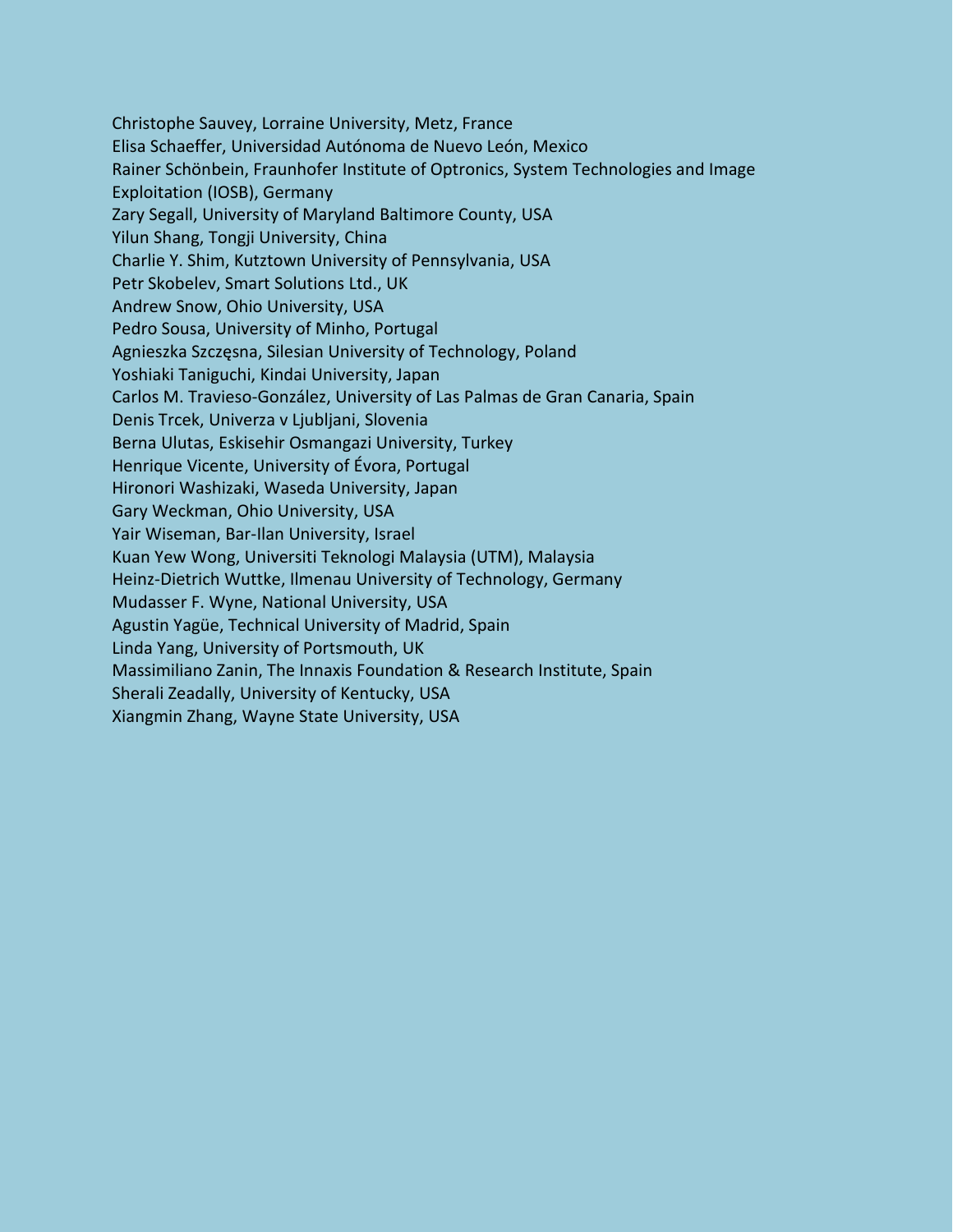Christophe Sauvey, Lorraine University, Metz, France
Elisa Schaeffer, Universidad Autónoma de Nuevo León, Mexico
Rainer Schönbein, Fraunhofer Institute of Optronics, System Technologies and Image Exploitation (IOSB), Germany
Zary Segall, University of Maryland Baltimore County, USA
Yilun Shang, Tongji University, China
Charlie Y. Shim, Kutztown University of Pennsylvania, USA
Petr Skobelev, Smart Solutions Ltd., UK
Andrew Snow, Ohio University, USA
Pedro Sousa, University of Minho, Portugal
Agnieszka Szczęsna, Silesian University of Technology, Poland
Yoshiaki Taniguchi, Kindai University, Japan
Carlos M. Travieso-González, University of Las Palmas de Gran Canaria, Spain
Denis Trcek, Univerza v Ljubljani, Slovenia
Berna Ulutas, Eskisehir Osmangazi University, Turkey
Henrique Vicente, University of Évora, Portugal
Hironori Washizaki, Waseda University, Japan
Gary Weckman, Ohio University, USA
Yair Wiseman, Bar-Ilan University, Israel
Kuan Yew Wong, Universiti Teknologi Malaysia (UTM), Malaysia
Heinz-Dietrich Wuttke, Ilmenau University of Technology, Germany
Mudasser F. Wyne, National University, USA
Agustin Yagüe, Technical University of Madrid, Spain
Linda Yang, University of Portsmouth, UK
Massimiliano Zanin, The Innaxis Foundation & Research Institute, Spain
Sherali Zeadally, University of Kentucky, USA
Xiangmin Zhang, Wayne State University, USA